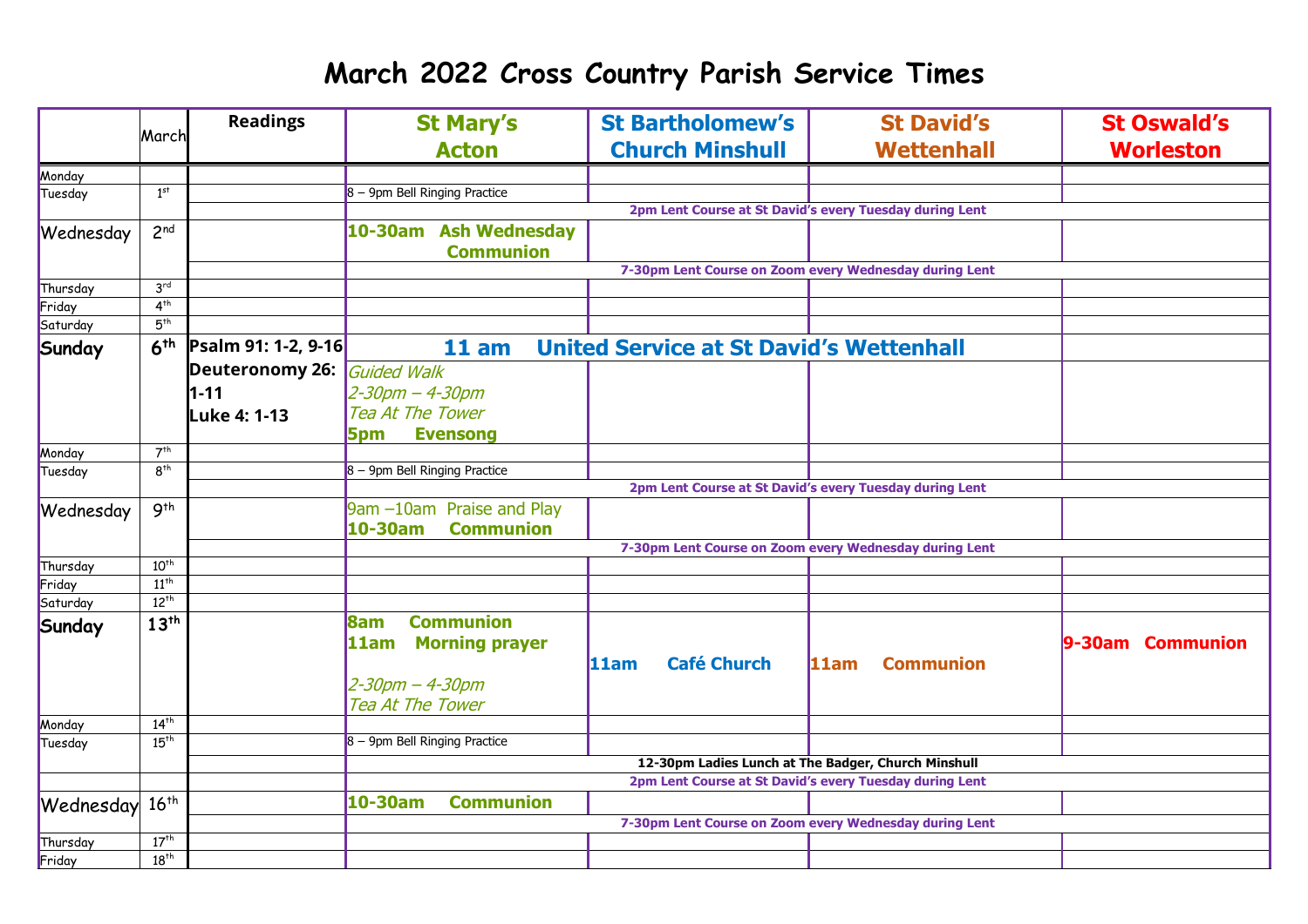# March 2022 Cross Country Parish Service Times

| | March | Readings | St Mary's Acton | St Bartholomew's Church Minshull | St David's Wettenhall | St Oswald's Worleston |
|---|---|---|---|---|---|---|
| Monday | | | | | | |
| Tuesday | 1st | | 8 – 9pm Bell Ringing Practice | | | |
| | | | **2pm Lent Course at St David's every Tuesday during Lent** | | | |
| Wednesday | 2nd | | **10-30am Ash Wednesday Communion** | | | |
| | | | **7-30pm Lent Course on Zoom every Wednesday during Lent** | | | |
| Thursday | 3rd | | | | | |
| Friday | 4th | | | | | |
| Saturday | 5th | | | | | |
| **Sunday** | **6th** | **Psalm 91: 1-2, 9-16** **Deuteronomy 26: 1-11** **Luke 4: 1-13** | **11 am United Service at St David's Wettenhall** | | | |
| | | | *Guided Walk* *2-30pm – 4-30pm* *Tea At The Tower* **5pm Evensong** | | | |
| Monday | 7th | | | | | |
| Tuesday | 8th | | 8 – 9pm Bell Ringing Practice | | | |
| | | | **2pm Lent Course at St David's every Tuesday during Lent** | | | |
| Wednesday | 9th | | 9am –10am Praise and Play **10-30am Communion** | | | |
| | | | **7-30pm Lent Course on Zoom every Wednesday during Lent** | | | |
| Thursday | 10th | | | | | |
| Friday | 11th | | | | | |
| Saturday | 12th | | | | | |
| **Sunday** | **13th** | | **8am Communion** **11am Morning prayer** *2-30pm – 4-30pm* *Tea At The Tower* | **11am Café Church** | **11am Communion** | **9-30am Communion** |
| Monday | 14th | | | | | |
| Tuesday | 15th | | 8 – 9pm Bell Ringing Practice | | | |
| | | | **12-30pm Ladies Lunch at The Badger, Church Minshull** | | | |
| | | | **2pm Lent Course at St David's every Tuesday during Lent** | | | |
| Wednesday | 16th | | **10-30am Communion** | | | |
| | | | **7-30pm Lent Course on Zoom every Wednesday during Lent** | | | |
| Thursday | 17th | | | | | |
| Friday | 18th | | | | | |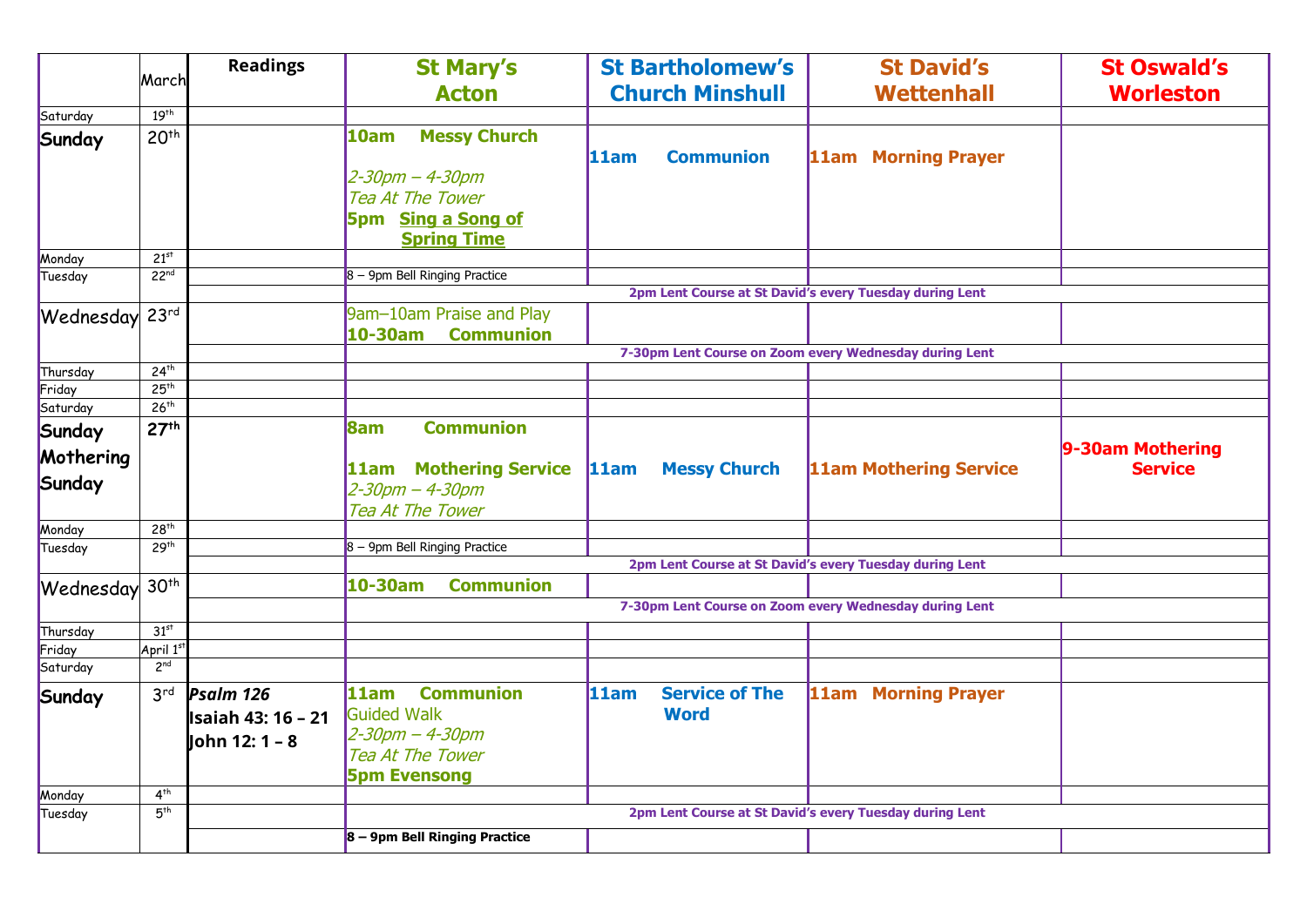| | March | Readings | St Mary's Acton | St Bartholomew's Church Minshull | St David's Wettenhall | St Oswald's Worleston |
|---|---|---|---|---|---|---|
| Saturday | 19th | | | | | |
| **Sunday** | 20th | | **10am Messy Church** *2-30pm – 4-30pm Tea At The Tower* **5pm Sing a Song of Spring Time** | **11am Communion** | **11am Morning Prayer** | |
| Monday | 21st | | | | | |
| Tuesday | 22nd | | 8 – 9pm Bell Ringing Practice | | | |
| | | | **2pm Lent Course at St David's every Tuesday during Lent** | | | |
| Wednesday | 23rd | | 9am–10am Praise and Play **10-30am Communion** | | | |
| | | | **7-30pm Lent Course on Zoom every Wednesday during Lent** | | | |
| Thursday | 24th | | | | | |
| Friday | 25th | | | | | |
| Saturday | 26th | | | | | |
| **Sunday Mothering Sunday** | **27th** | | **8am Communion** **11am Mothering Service** *2-30pm – 4-30pm Tea At The Tower* | **11am Messy Church** | **11am Mothering Service** | **9-30am Mothering Service** |
| Monday | 28th | | | | | |
| Tuesday | 29th | | 8 – 9pm Bell Ringing Practice | | | |
| | | | **2pm Lent Course at St David's every Tuesday during Lent** | | | |
| Wednesday | 30th | | **10-30am Communion** | | | |
| | | | **7-30pm Lent Course on Zoom every Wednesday during Lent** | | | |
| Thursday | 31st | | | | | |
| Friday | April 1st | | | | | |
| Saturday | 2nd | | | | | |
| **Sunday** | 3rd | ***Psalm 126*** **Isaiah 43: 16 – 21** **John 12: 1 – 8** | **11am Communion** Guided Walk *2-30pm – 4-30pm Tea At The Tower* **5pm Evensong** | **11am Service of The Word** | **11am Morning Prayer** | |
| Monday | 4th | | | | | |
| Tuesday | 5th | | **2pm Lent Course at St David's every Tuesday during Lent** | | | |
| | | | **8 – 9pm Bell Ringing Practice** | | | |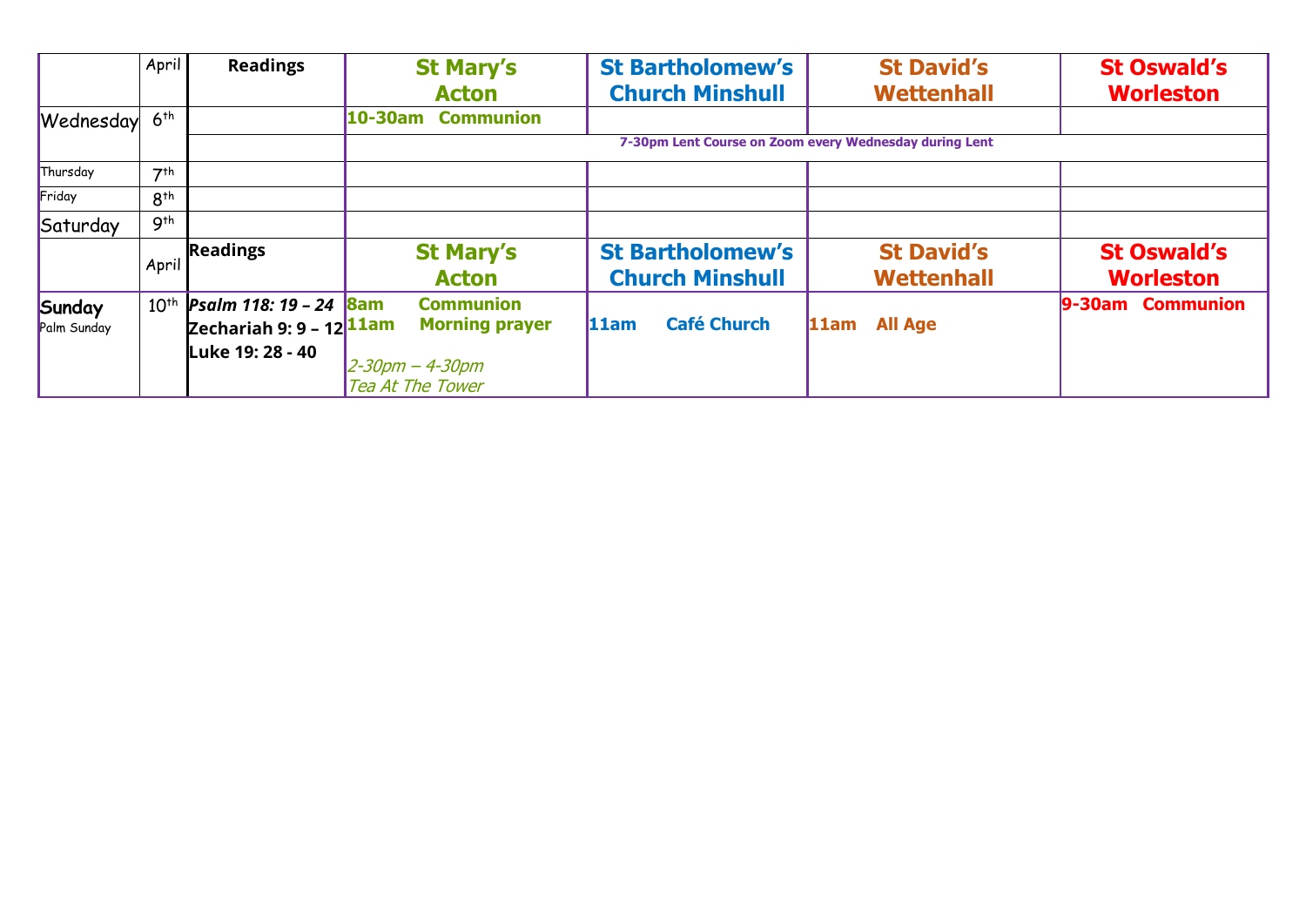| | April | Readings | St Mary's Acton | St Bartholomew's Church Minshull | St David's Wettenhall | St Oswald's Worleston |
|---|---|---|---|---|---|---|
| Wednesday | 6th | | **10-30am Communion** | | | |
| | | | **7-30pm Lent Course on Zoom every Wednesday during Lent** | | | |
| Thursday | 7th | | | | | |
| Friday | 8th | | | | | |
| Saturday | 9th | | | | | |
| | April | **Readings** | **St Mary's Acton** | **St Bartholomew's Church Minshull** | **St David's Wettenhall** | **St Oswald's Worleston** |
| **Sunday** Palm Sunday | 10th | ***Psalm 118: 19 – 24*** **Zechariah 9: 9 – 12** **Luke 19: 28 - 40** | **8am Communion** **11am Morning prayer** *2-30pm – 4-30pm Tea At The Tower* | **11am Café Church** | **11am All Age** | **9-30am Communion** |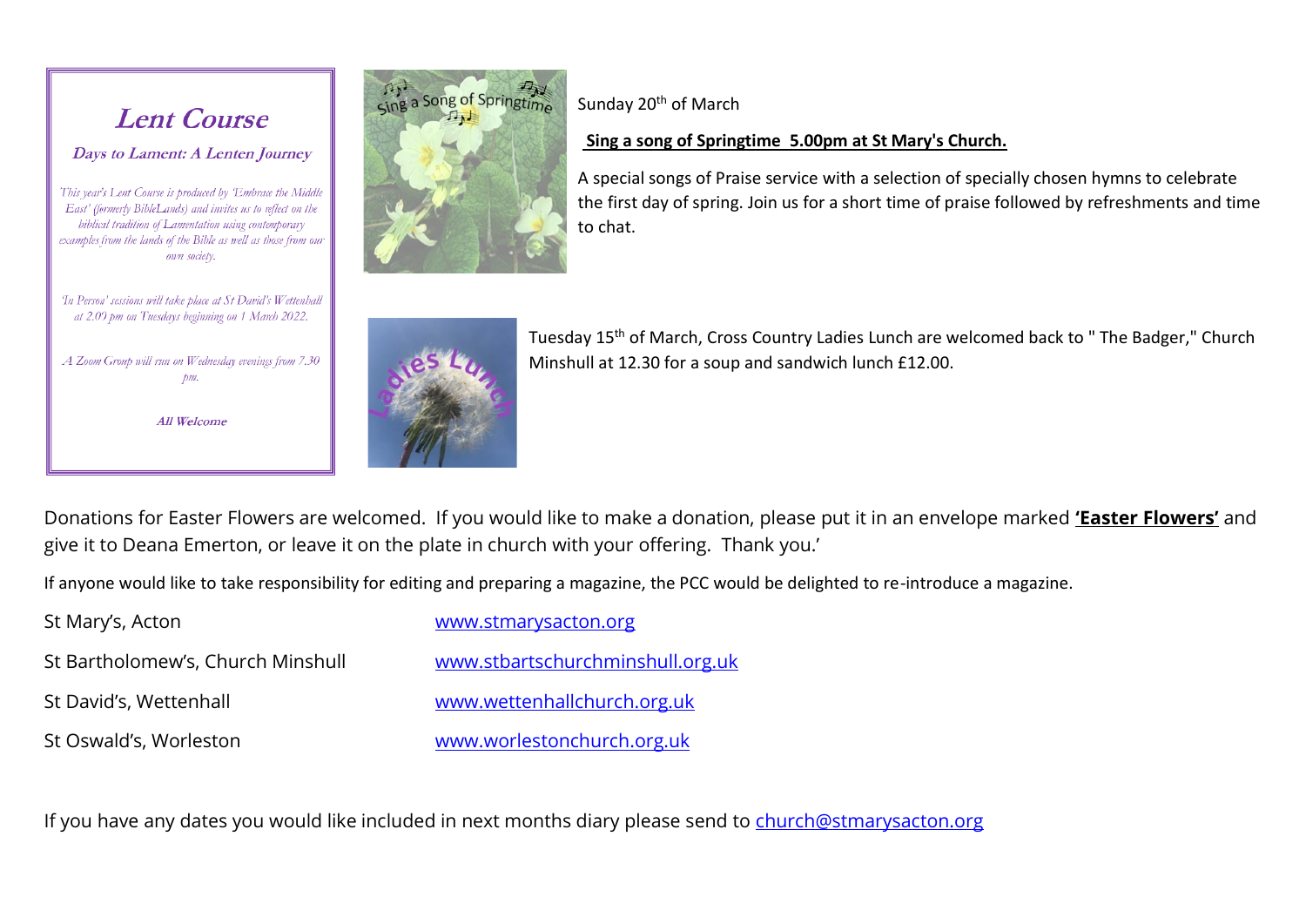## Lent Course

### *Days to Lament: A Lenten Journey*

*This year's Lent Course is produced by 'Embrace the Middle East' (formerly BibleLands) and invites us to reflect on the biblical tradition of Lamentation using contemporary examples from the lands of the Bible as well as those from our own society.*

*'In Person' sessions will take place at St David's Wettenhall at 2.00 pm on Tuesdays beginning on 1 March 2022.*

*A Zoom Group will run on Wednesday evenings from 7.30 pm.*

***All Welcome***

Sunday 20th of March

**Sing a song of Springtime 5.00pm at St Mary's Church.**

A special songs of Praise service with a selection of specially chosen hymns to celebrate the first day of spring. Join us for a short time of praise followed by refreshments and time to chat.

Tuesday 15th of March, Cross Country Ladies Lunch are welcomed back to " The Badger," Church Minshull at 12.30 for a soup and sandwich lunch £12.00.

Donations for Easter Flowers are welcomed. If you would like to make a donation, please put it in an envelope marked **'Easter Flowers'** and give it to Deana Emerton, or leave it on the plate in church with your offering. Thank you.'

If anyone would like to take responsibility for editing and preparing a magazine, the PCC would be delighted to re-introduce a magazine.

| | |
|---|---|
| St Mary's, Acton | www.stmarysacton.org |
| St Bartholomew's, Church Minshull | www.stbartschurchminshull.org.uk |
| St David's, Wettenhall | www.wettenhallchurch.org.uk |
| St Oswald's, Worleston | www.worlestonchurch.org.uk |

If you have any dates you would like included in next months diary please send to church@stmarysacton.org